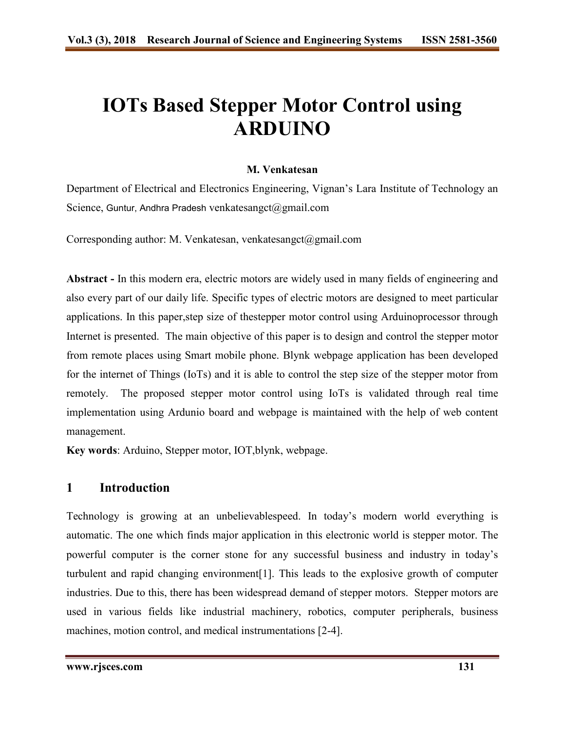# IOTs Based Stepper Motor Control using ARDUINO

**M. Venkatesan**

Department of Electrical and Electronics Engineering, Vignan's Lara Institute of Technology an Science, Guntur, Andhra Pradesh venkatesangct@gmail.com

Corresponding author: M. Venkatesan, venkatesangct@gmail.com

**Abstract -** In this modern era, electric motors are widely used in many fields of engineering and also every part of our daily life. Specific types of electric motors are designed to meet particular applications. In this paper,step size of thestepper motor control using Arduinoprocessor through Internet is presented. The main objective of this paper is to design and control the stepper motor from remote places using Smart mobile phone. Blynk webpage application has been developed for the internet of Things (IoTs) and it is able to control the step size of the stepper motor from remotely. The proposed stepper motor control using IoTs is validated through real time implementation using Ardunio board and webpage is maintained with the help of web content management.

**Key words**: Arduino, Stepper motor, IOT,blynk, webpage.

## 1 Introduction

Technology is growing at an unbelievablespeed. In today's modern world everything is automatic. The one which finds major application in this electronic world is stepper motor. The powerful computer is the corner stone for any successful business and industry in today's turbulent and rapid changing environment[1]. This leads to the explosive growth of computer industries. Due to this, there has been widespread demand of stepper motors. Stepper motors are used in various fields like industrial machinery, robotics, computer peripherals, business machines, motion control, and medical instrumentations [2-4].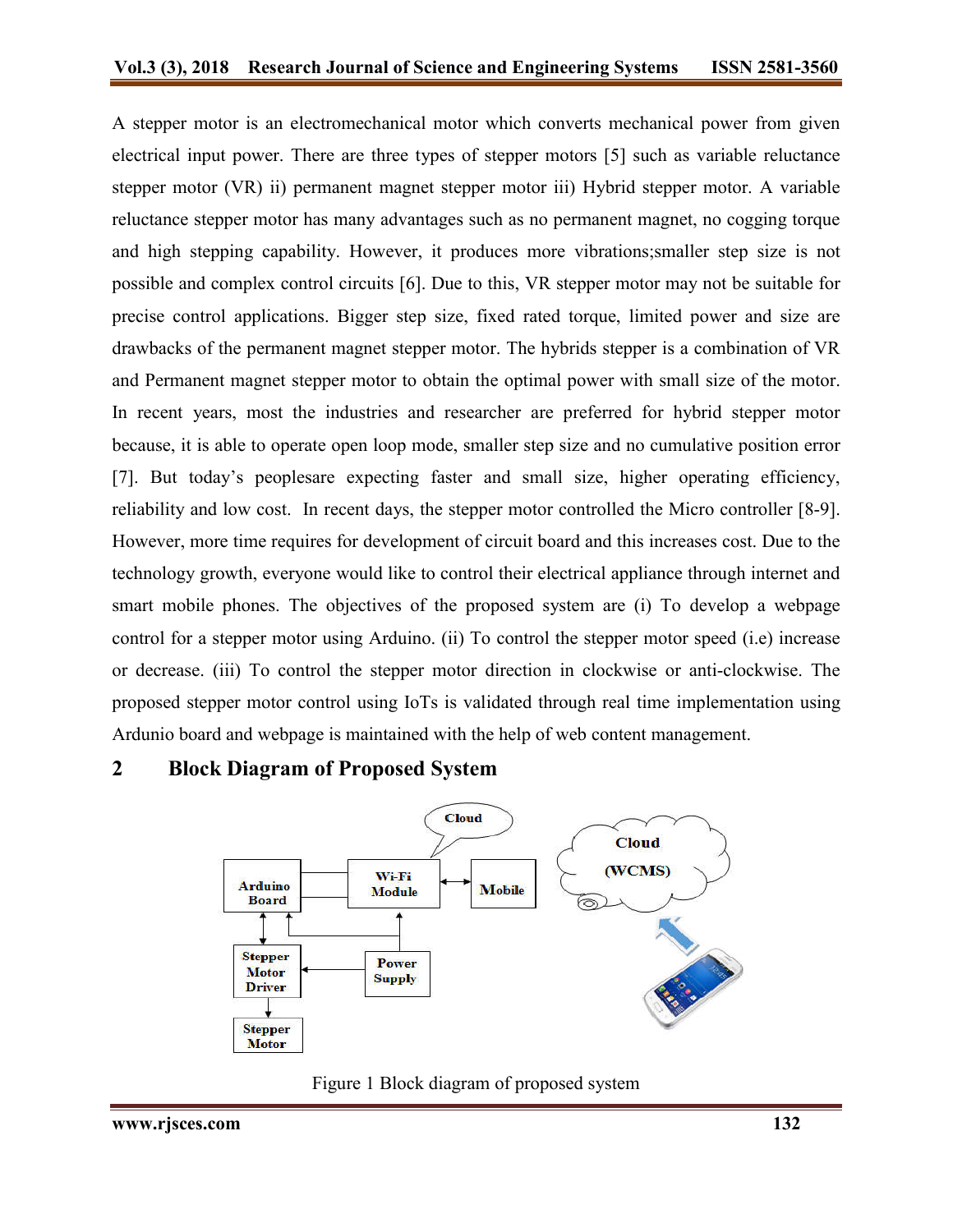A stepper motor is an electromechanical motor which converts mechanical power from given electrical input power. There are three types of stepper motors [5] such as variable reluctance stepper motor (VR) ii) permanent magnet stepper motor iii) Hybrid stepper motor. A variable reluctance stepper motor has many advantages such as no permanent magnet, no cogging torque and high stepping capability. However, it produces more vibrations;smaller step size is not possible and complex control circuits [6]. Due to this, VR stepper motor may not be suitable for precise control applications. Bigger step size, fixed rated torque, limited power and size are drawbacks of the permanent magnet stepper motor. The hybrids stepper is a combination of VR and Permanent magnet stepper motor to obtain the optimal power with small size of the motor. In recent years, most the industries and researcher are preferred for hybrid stepper motor because, it is able to operate open loop mode, smaller step size and no cumulative position error [7]. But today's peoplesare expecting faster and small size, higher operating efficiency, reliability and low cost. In recent days, the stepper motor controlled the Micro controller [8-9]. However, more time requires for development of circuit board and this increases cost. Due to the technology growth, everyone would like to control their electrical appliance through internet and smart mobile phones. The objectives of the proposed system are (i) To develop a webpage control for a stepper motor using Arduino. (ii) To control the stepper motor speed (i.e) increase or decrease. (iii) To control the stepper motor direction in clockwise or anti-clockwise. The proposed stepper motor control using IoTs is validated through real time implementation using Ardunio board and webpage is maintained with the help of web content management.

## 2 Block Diagram of Proposed System

Figure 1 Block diagram of proposed system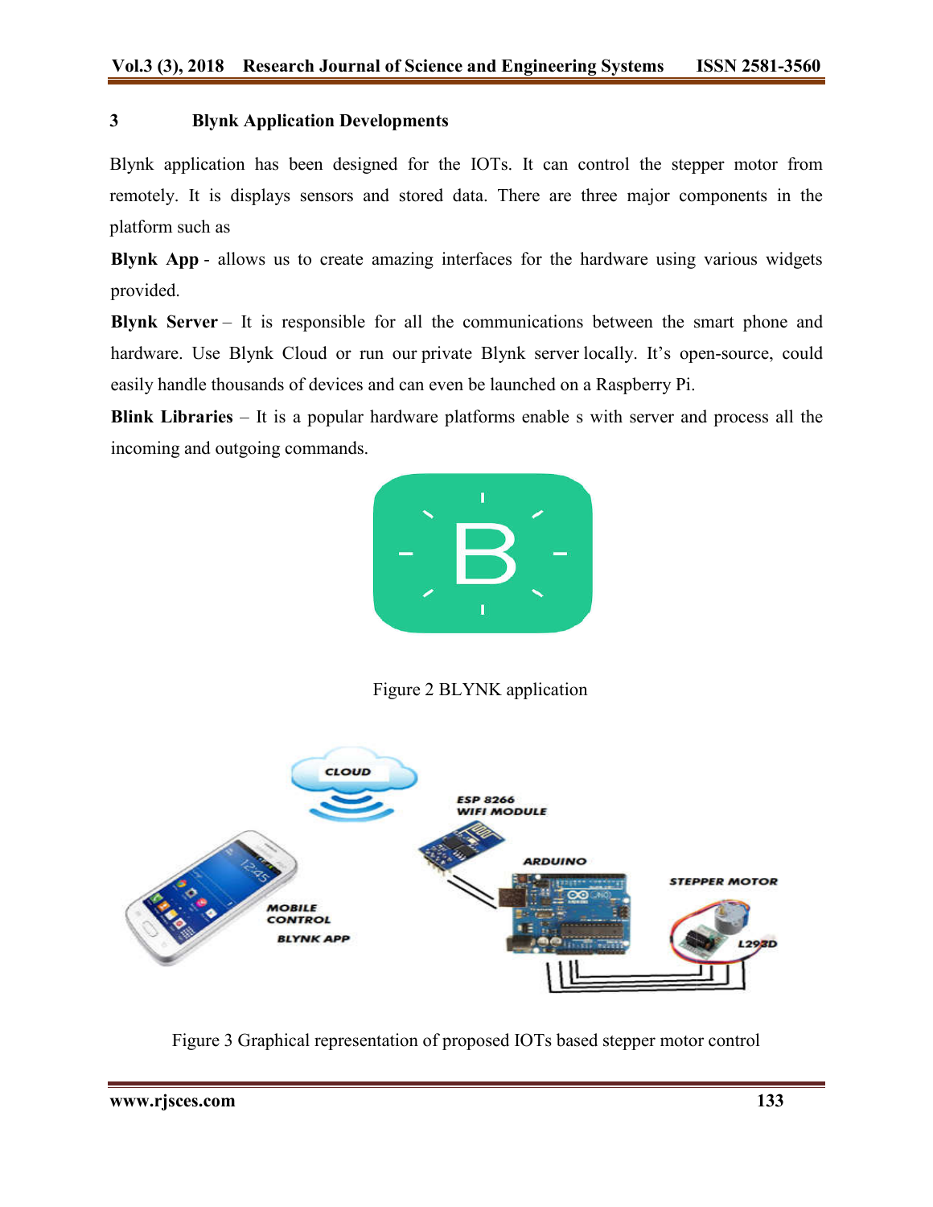## 3 Blynk Application Developments

Blynk application has been designed for the IOTs. It can control the stepper motor from remotely. It is displays sensors and stored data. There are three major components in the platform such as

**Blynk App** - allows us to create amazing interfaces for the hardware using various widgets provided.

**Blynk Server** – It is responsible for all the communications between the smart phone and hardware. Use Blynk Cloud or run our private Blynk server locally. It's open-source, could easily handle thousands of devices and can even be launched on a Raspberry Pi.

**Blink Libraries** – It is a popular hardware platforms enable s with server and process all the incoming and outgoing commands.

Figure 2 BLYNK application

Figure 3 Graphical representation of proposed IOTs based stepper motor control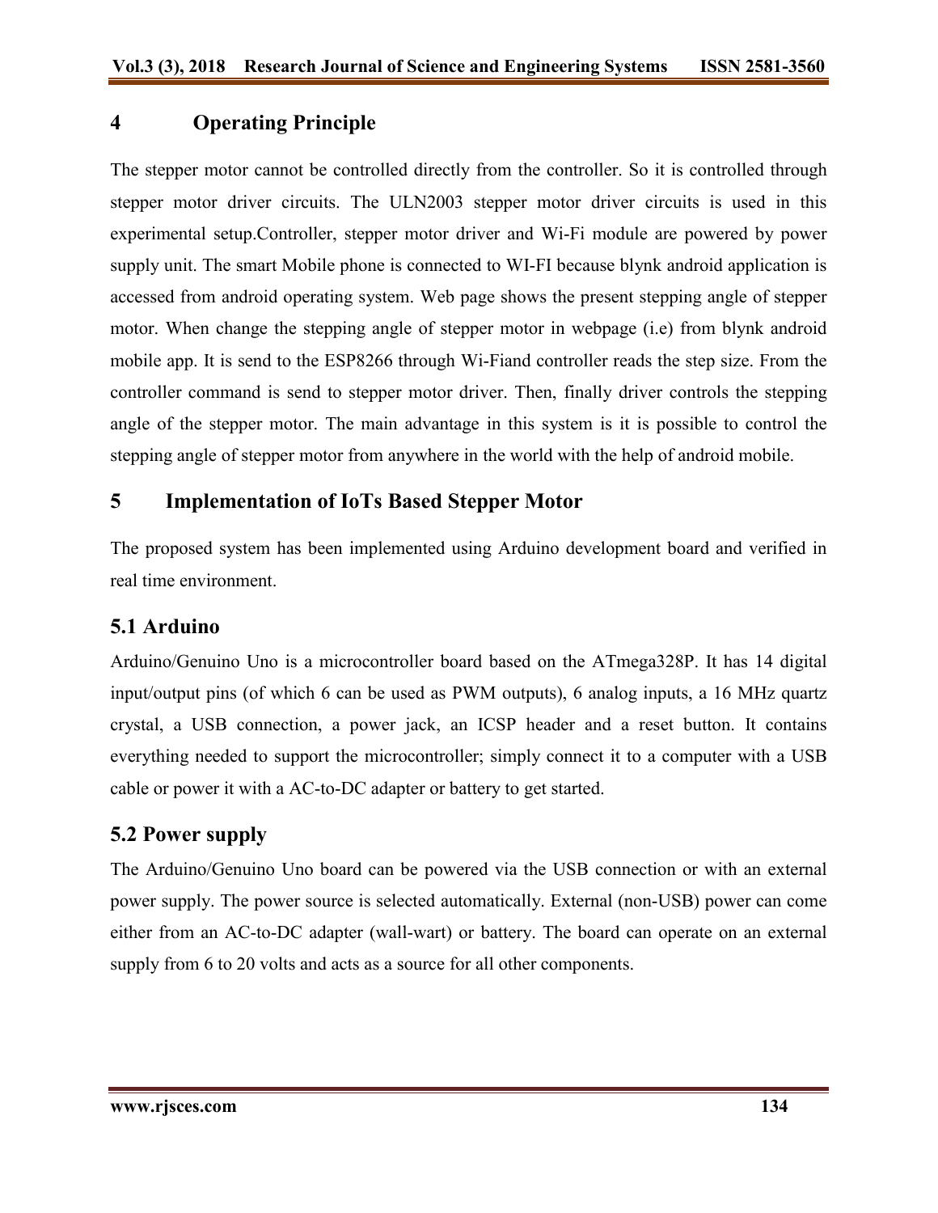## 4 Operating Principle

The stepper motor cannot be controlled directly from the controller. So it is controlled through stepper motor driver circuits. The ULN2003 stepper motor driver circuits is used in this experimental setup.Controller, stepper motor driver and Wi-Fi module are powered by power supply unit. The smart Mobile phone is connected to WI-FI because blynk android application is accessed from android operating system. Web page shows the present stepping angle of stepper motor. When change the stepping angle of stepper motor in webpage (i.e) from blynk android mobile app. It is send to the ESP8266 through Wi-Fiand controller reads the step size. From the controller command is send to stepper motor driver. Then, finally driver controls the stepping angle of the stepper motor. The main advantage in this system is it is possible to control the stepping angle of stepper motor from anywhere in the world with the help of android mobile.

## 5 Implementation of IoTs Based Stepper Motor

The proposed system has been implemented using Arduino development board and verified in real time environment.

### 5.1 Arduino

Arduino/Genuino Uno is a microcontroller board based on the ATmega328P. It has 14 digital input/output pins (of which 6 can be used as PWM outputs), 6 analog inputs, a 16 MHz quartz crystal, a USB connection, a power jack, an ICSP header and a reset button. It contains everything needed to support the microcontroller; simply connect it to a computer with a USB cable or power it with a AC-to-DC adapter or battery to get started.

### 5.2 Power supply

The Arduino/Genuino Uno board can be powered via the USB connection or with an external power supply. The power source is selected automatically. External (non-USB) power can come either from an AC-to-DC adapter (wall-wart) or battery. The board can operate on an external supply from 6 to 20 volts and acts as a source for all other components.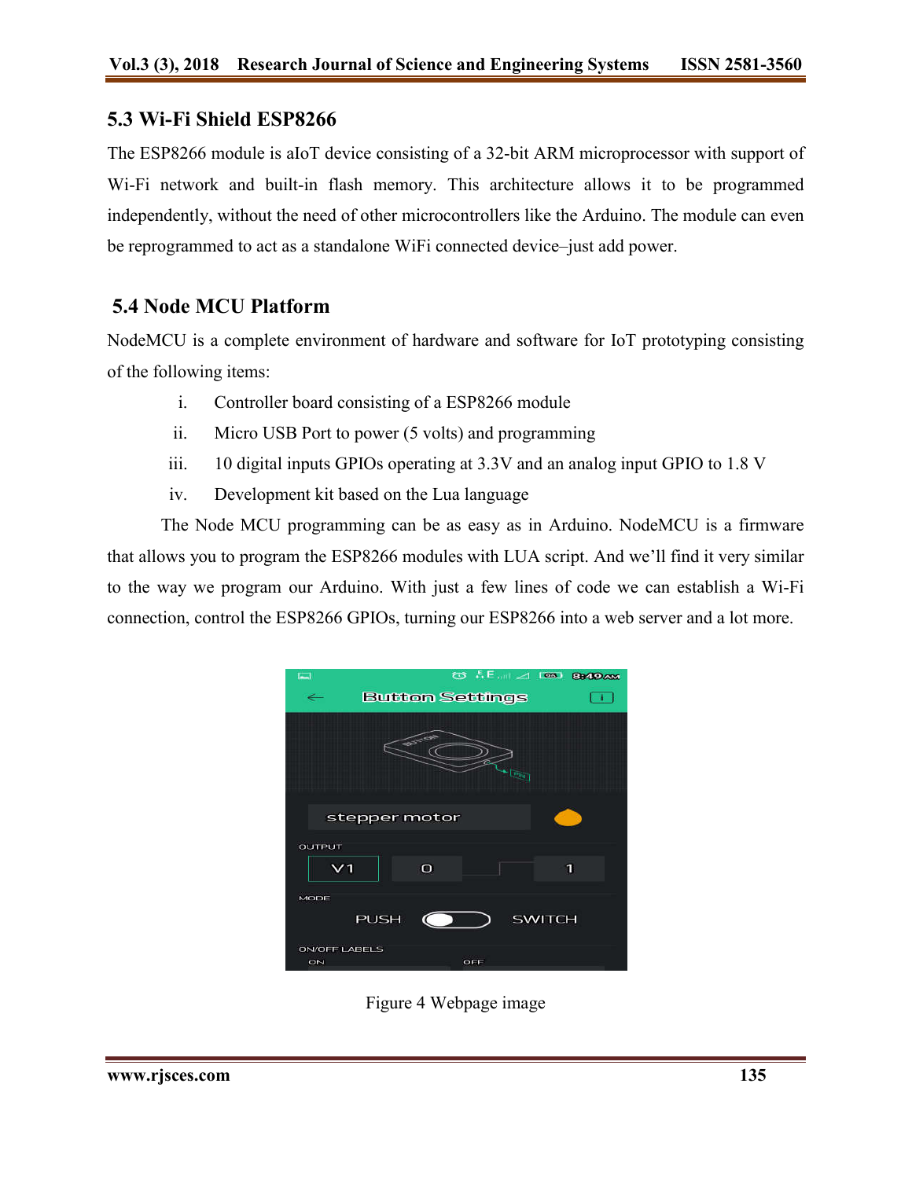## 5.3 Wi-Fi Shield ESP8266

The ESP8266 module is aIoT device consisting of a 32-bit ARM microprocessor with support of Wi-Fi network and built-in flash memory. This architecture allows it to be programmed independently, without the need of other microcontrollers like the Arduino. The module can even be reprogrammed to act as a standalone WiFi connected device–just add power.

## 5.4 Node MCU Platform

NodeMCU is a complete environment of hardware and software for IoT prototyping consisting of the following items:

i. Controller board consisting of a ESP8266 module
ii. Micro USB Port to power (5 volts) and programming
iii. 10 digital inputs GPIOs operating at 3.3V and an analog input GPIO to 1.8 V
iv. Development kit based on the Lua language

The Node MCU programming can be as easy as in Arduino. NodeMCU is a firmware that allows you to program the ESP8266 modules with LUA script. And we'll find it very similar to the way we program our Arduino. With just a few lines of code we can establish a Wi-Fi connection, control the ESP8266 GPIOs, turning our ESP8266 into a web server and a lot more.

Figure 4 Webpage image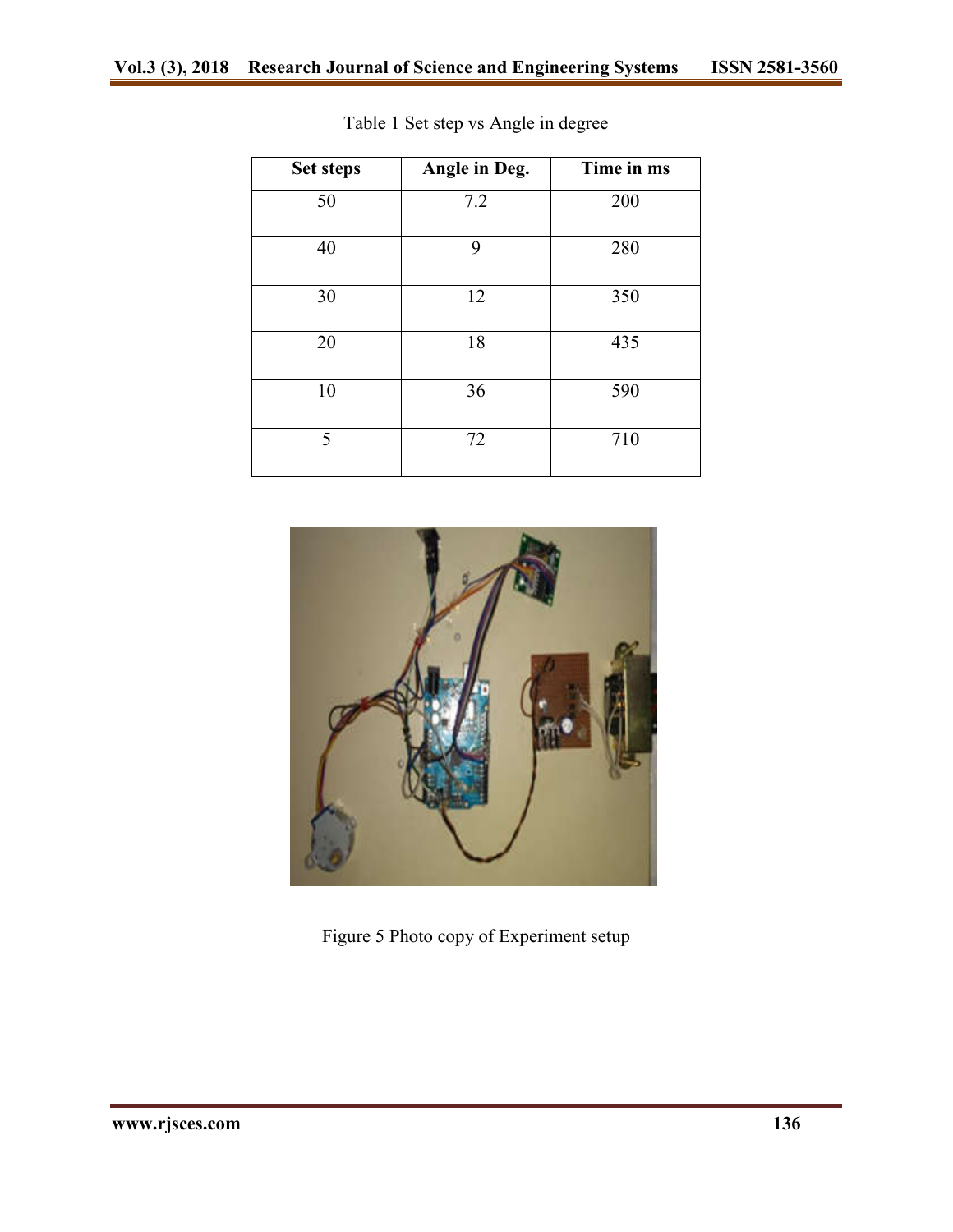Table 1 Set step vs Angle in degree

| Set steps | Angle in Deg. | Time in ms |
|---|---|---|
| 50 | 7.2 | 200 |
| 40 | 9 | 280 |
| 30 | 12 | 350 |
| 20 | 18 | 435 |
| 10 | 36 | 590 |
| 5 | 72 | 710 |

Figure 5 Photo copy of Experiment setup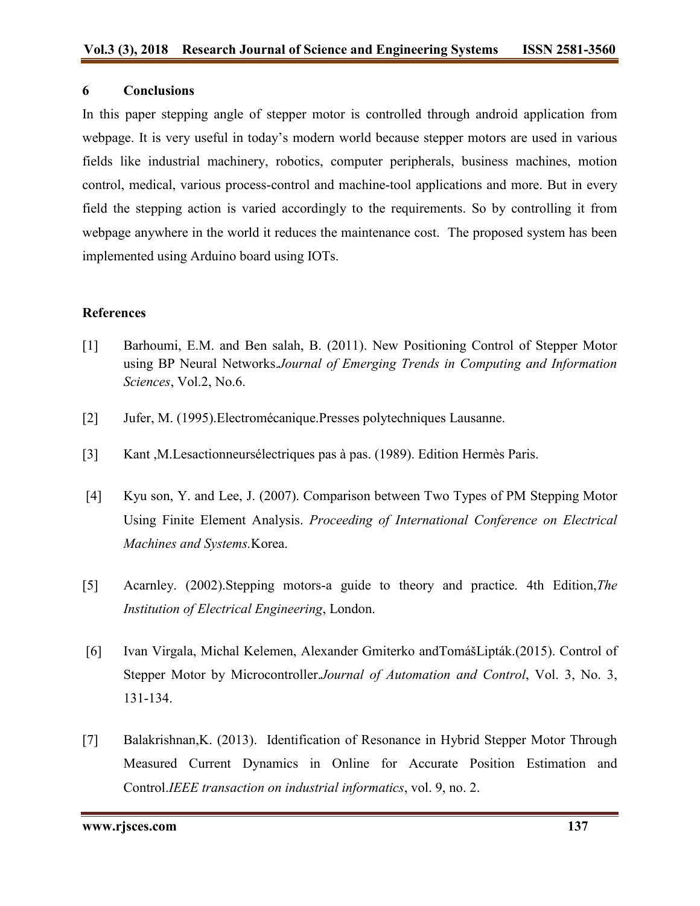## 6 Conclusions

In this paper stepping angle of stepper motor is controlled through android application from webpage. It is very useful in today's modern world because stepper motors are used in various fields like industrial machinery, robotics, computer peripherals, business machines, motion control, medical, various process-control and machine-tool applications and more. But in every field the stepping action is varied accordingly to the requirements. So by controlling it from webpage anywhere in the world it reduces the maintenance cost. The proposed system has been implemented using Arduino board using IOTs.

## References

[1] Barhoumi, E.M. and Ben salah, B. (2011). New Positioning Control of Stepper Motor using BP Neural Networks.*Journal of Emerging Trends in Computing and Information Sciences*, Vol.2, No.6.

[2] Jufer, M. (1995).Electromécanique.Presses polytechniques Lausanne.

[3] Kant ,M.Lesactionneursélectriques pas à pas. (1989). Edition Hermès Paris.

[4] Kyu son, Y. and Lee, J. (2007). Comparison between Two Types of PM Stepping Motor Using Finite Element Analysis. *Proceeding of International Conference on Electrical Machines and Systems.*Korea.

[5] Acarnley. (2002).Stepping motors-a guide to theory and practice. 4th Edition,*The Institution of Electrical Engineering*, London.

[6] Ivan Virgala, Michal Kelemen, Alexander Gmiterko andTomášLipták.(2015). Control of Stepper Motor by Microcontroller.*Journal of Automation and Control*, Vol. 3, No. 3, 131-134.

[7] Balakrishnan,K. (2013). Identification of Resonance in Hybrid Stepper Motor Through Measured Current Dynamics in Online for Accurate Position Estimation and Control.*IEEE transaction on industrial informatics*, vol. 9, no. 2.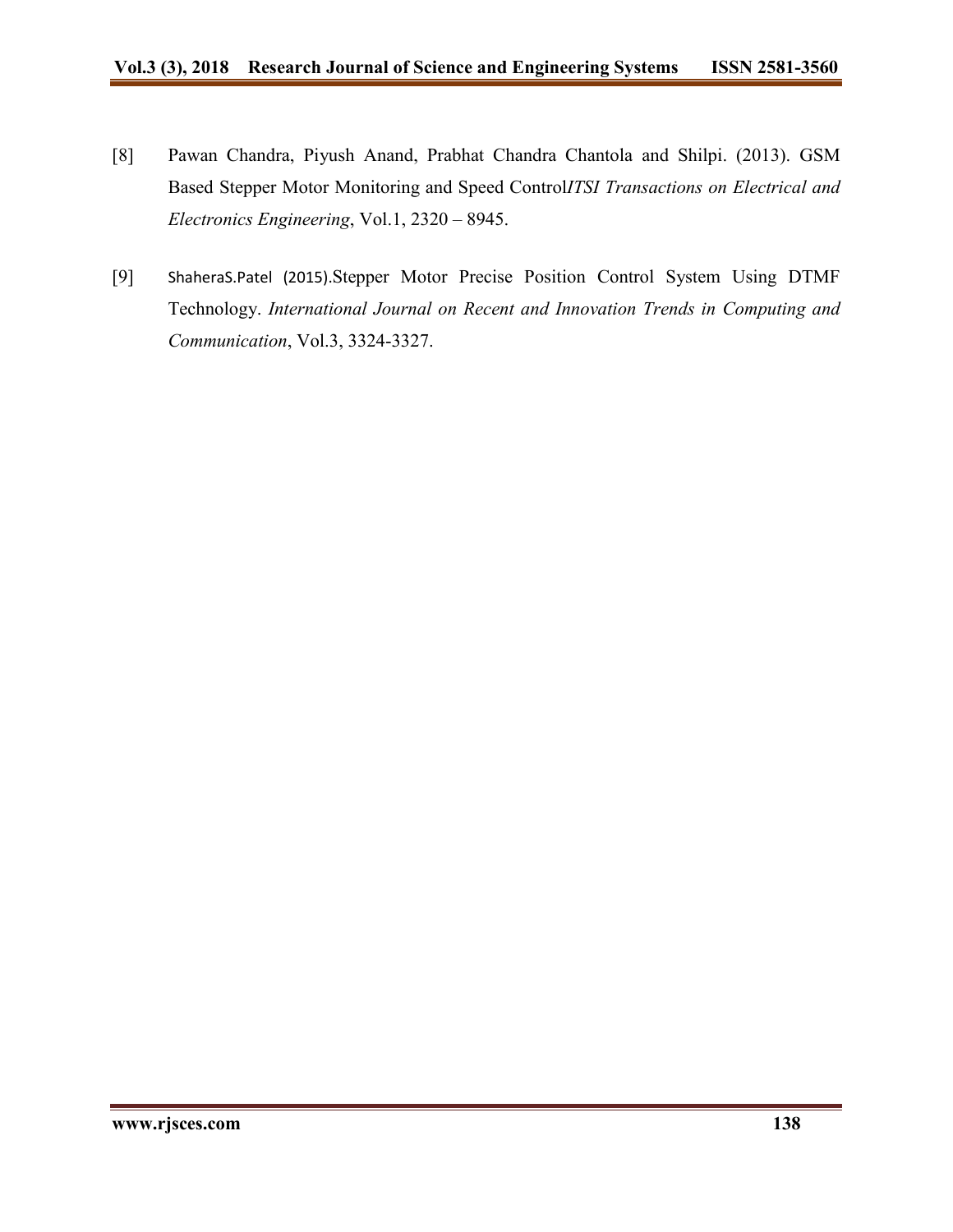[8] Pawan Chandra, Piyush Anand, Prabhat Chandra Chantola and Shilpi. (2013). GSM Based Stepper Motor Monitoring and Speed Control*ITSI Transactions on Electrical and Electronics Engineering*, Vol.1, 2320 – 8945.

[9] ShaheraS.Patel (2015).Stepper Motor Precise Position Control System Using DTMF Technology. *International Journal on Recent and Innovation Trends in Computing and Communication*, Vol.3, 3324-3327.